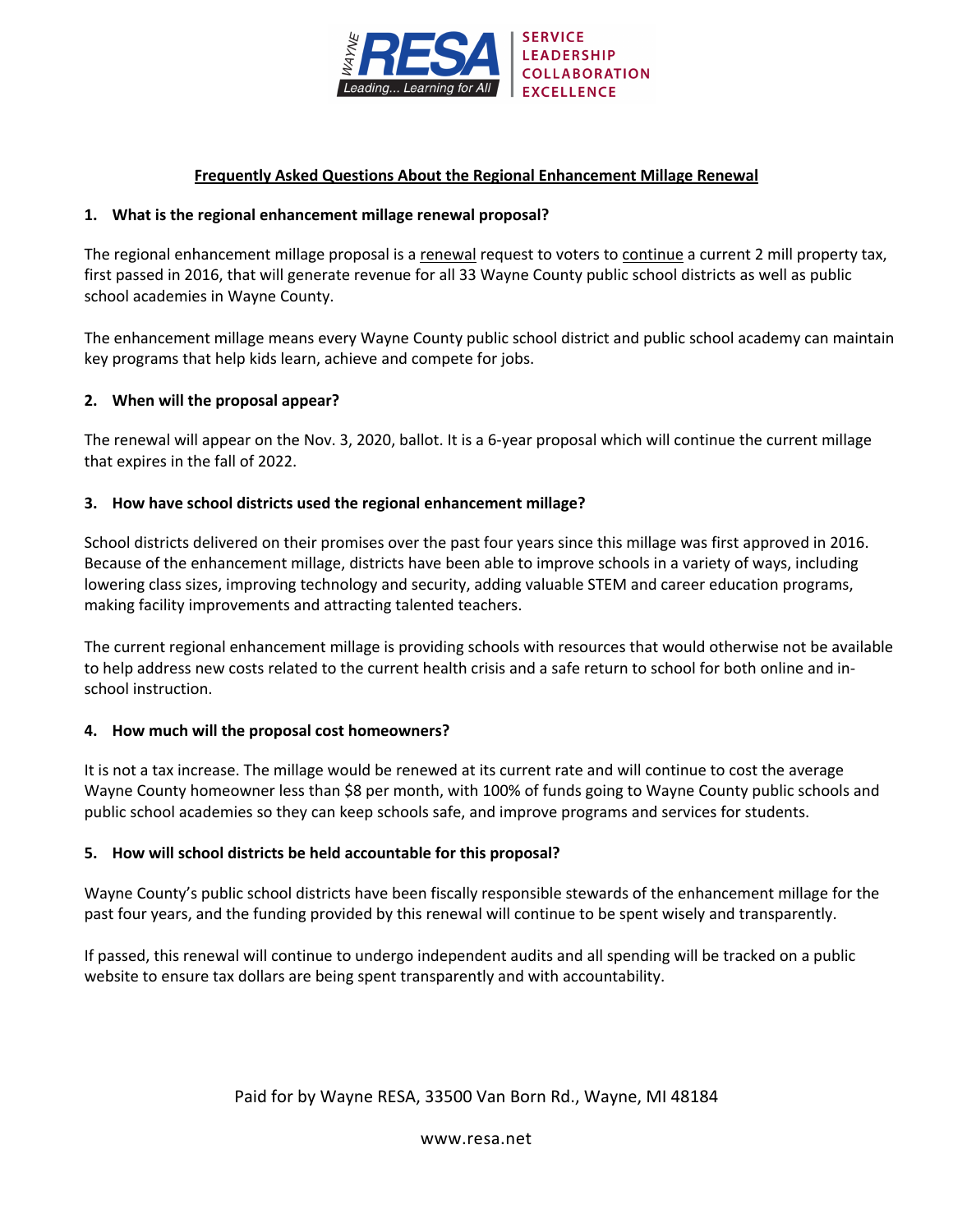# Frequently Asked Questions About the Regional Enhancement Millage Renewal

## 1. What is the regional enhancement millage renewal proposal?

The regional enhancement millage proposal is a renewal request to voters to continue a current 2 mill property tax, first passed in 2016, that will generate revenue for all 33 Wayne County public school districts as well as public school academies in Wayne County.

The enhancement millage means every Wayne County public school district and public school academy can maintain key programs that help kids learn, achieve and compete for jobs.

## 2. When will the proposal appear?

The renewal will appear on the Nov. 3, 2020, ballot. It is a 6-year proposal which will continue the current millage that expires in the fall of 2022.

## 3. How have school districts used the regional enhancement millage?

School districts delivered on their promises over the past four years since this millage was first approved in 2016. Because of the enhancement millage, districts have been able to improve schools in a variety of ways, including lowering class sizes, improving technology and security, adding valuable STEM and career education programs, making facility improvements and attracting talented teachers.

The current regional enhancement millage is providing schools with resources that would otherwise not be available to help address new costs related to the current health crisis and a safe return to school for both online and in-school instruction.

## 4. How much will the proposal cost homeowners?

It is not a tax increase. The millage would be renewed at its current rate and will continue to cost the average Wayne County homeowner less than $8 per month, with 100% of funds going to Wayne County public schools and public school academies so they can keep schools safe, and improve programs and services for students.

## 5. How will school districts be held accountable for this proposal?

Wayne County's public school districts have been fiscally responsible stewards of the enhancement millage for the past four years, and the funding provided by this renewal will continue to be spent wisely and transparently.

If passed, this renewal will continue to undergo independent audits and all spending will be tracked on a public website to ensure tax dollars are being spent transparently and with accountability.

Paid for by Wayne RESA, 33500 Van Born Rd., Wayne, MI 48184

www.resa.net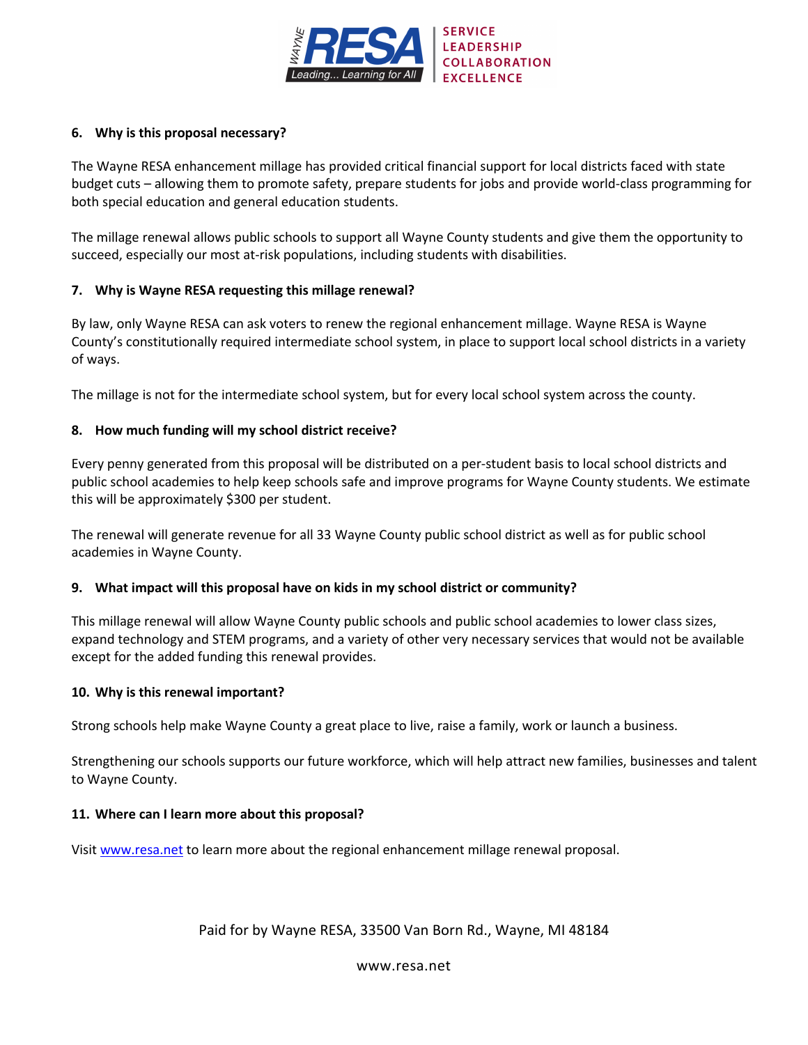### 6. Why is this proposal necessary?

The Wayne RESA enhancement millage has provided critical financial support for local districts faced with state budget cuts – allowing them to promote safety, prepare students for jobs and provide world-class programming for both special education and general education students.

The millage renewal allows public schools to support all Wayne County students and give them the opportunity to succeed, especially our most at-risk populations, including students with disabilities.

### 7. Why is Wayne RESA requesting this millage renewal?

By law, only Wayne RESA can ask voters to renew the regional enhancement millage. Wayne RESA is Wayne County's constitutionally required intermediate school system, in place to support local school districts in a variety of ways.

The millage is not for the intermediate school system, but for every local school system across the county.

### 8. How much funding will my school district receive?

Every penny generated from this proposal will be distributed on a per-student basis to local school districts and public school academies to help keep schools safe and improve programs for Wayne County students. We estimate this will be approximately $300 per student.

The renewal will generate revenue for all 33 Wayne County public school district as well as for public school academies in Wayne County.

### 9. What impact will this proposal have on kids in my school district or community?

This millage renewal will allow Wayne County public schools and public school academies to lower class sizes, expand technology and STEM programs, and a variety of other very necessary services that would not be available except for the added funding this renewal provides.

### 10. Why is this renewal important?

Strong schools help make Wayne County a great place to live, raise a family, work or launch a business.

Strengthening our schools supports our future workforce, which will help attract new families, businesses and talent to Wayne County.

### 11. Where can I learn more about this proposal?

Visit [www.resa.net](http://www.resa.net) to learn more about the regional enhancement millage renewal proposal.

Paid for by Wayne RESA, 33500 Van Born Rd., Wayne, MI 48184

www.resa.net